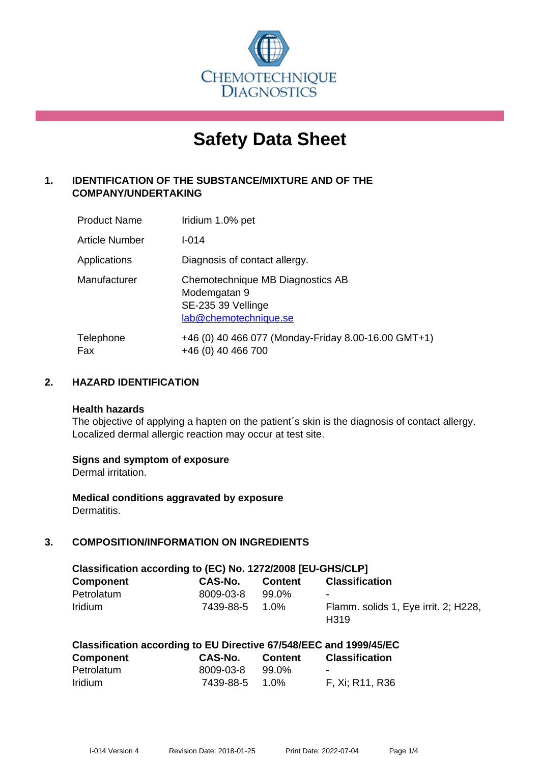CHEMOTECHNIQUE DIAGNOSTICS

# Safety Data Sheet

## 1. IDENTIFICATION OF THE SUBSTANCE/MIXTURE AND OF THE COMPANY/UNDERTAKING

| | |
|---|---|
| Product Name | Iridium 1.0% pet |
| Article Number | I-014 |
| Applications | Diagnosis of contact allergy. |
| Manufacturer | Chemotechnique MB Diagnostics AB<br>Modemgatan 9<br>SE-235 39 Vellinge<br>lab@chemotechnique.se |
| Telephone<br>Fax | +46 (0) 40 466 077 (Monday-Friday 8.00-16.00 GMT+1)<br>+46 (0) 40 466 700 |

## 2. HAZARD IDENTIFICATION

**Health hazards**
The objective of applying a hapten on the patient´s skin is the diagnosis of contact allergy. Localized dermal allergic reaction may occur at test site.

**Signs and symptom of exposure**
Dermal irritation.

**Medical conditions aggravated by exposure**
Dermatitis.

## 3. COMPOSITION/INFORMATION ON INGREDIENTS

**Classification according to (EC) No. 1272/2008 [EU-GHS/CLP]**

| Component | CAS-No. | Content | Classification |
|---|---|---|---|
| Petrolatum | 8009-03-8 | 99.0% | - |
| Iridium | 7439-88-5 | 1.0% | Flamm. solids 1, Eye irrit. 2; H228, H319 |

**Classification according to EU Directive 67/548/EEC and 1999/45/EC**

| Component | CAS-No. | Content | Classification |
|---|---|---|---|
| Petrolatum | 8009-03-8 | 99.0% | - |
| Iridium | 7439-88-5 | 1.0% | F, Xi; R11, R36 |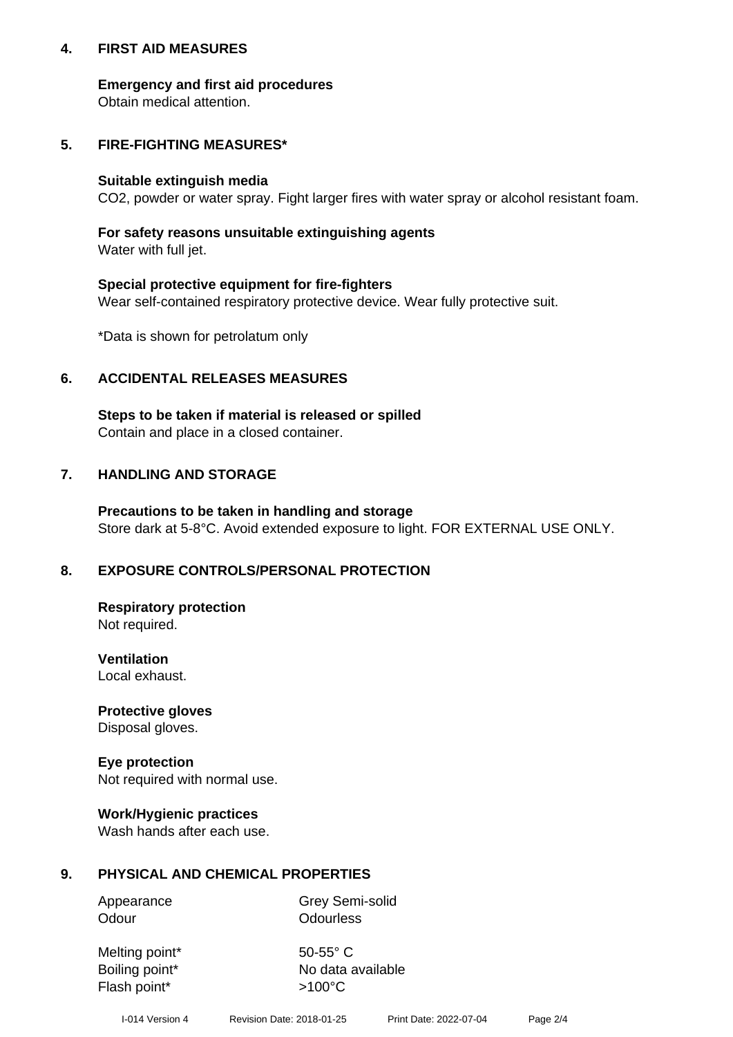## 4. FIRST AID MEASURES

**Emergency and first aid procedures**
Obtain medical attention.

## 5. FIRE-FIGHTING MEASURES*

**Suitable extinguish media**
$CO_2$, powder or water spray. Fight larger fires with water spray or alcohol resistant foam.

**For safety reasons unsuitable extinguishing agents**
Water with full jet.

**Special protective equipment for fire-fighters**
Wear self-contained respiratory protective device. Wear fully protective suit.

*Data is shown for petrolatum only

## 6. ACCIDENTAL RELEASES MEASURES

**Steps to be taken if material is released or spilled**
Contain and place in a closed container.

## 7. HANDLING AND STORAGE

**Precautions to be taken in handling and storage**
Store dark at 5-8°C. Avoid extended exposure to light. FOR EXTERNAL USE ONLY.

## 8. EXPOSURE CONTROLS/PERSONAL PROTECTION

**Respiratory protection**
Not required.

**Ventilation**
Local exhaust.

**Protective gloves**
Disposal gloves.

**Eye protection**
Not required with normal use.

**Work/Hygienic practices**
Wash hands after each use.

## 9. PHYSICAL AND CHEMICAL PROPERTIES

| | |
|---|---|
| Appearance | Grey Semi-solid |
| Odour | Odourless |
| Melting point* | 50-55° C |
| Boiling point* | No data available |
| Flash point* | >100°C |

I-014 Version 4 Revision Date: 2018-01-25 Print Date: 2022-07-04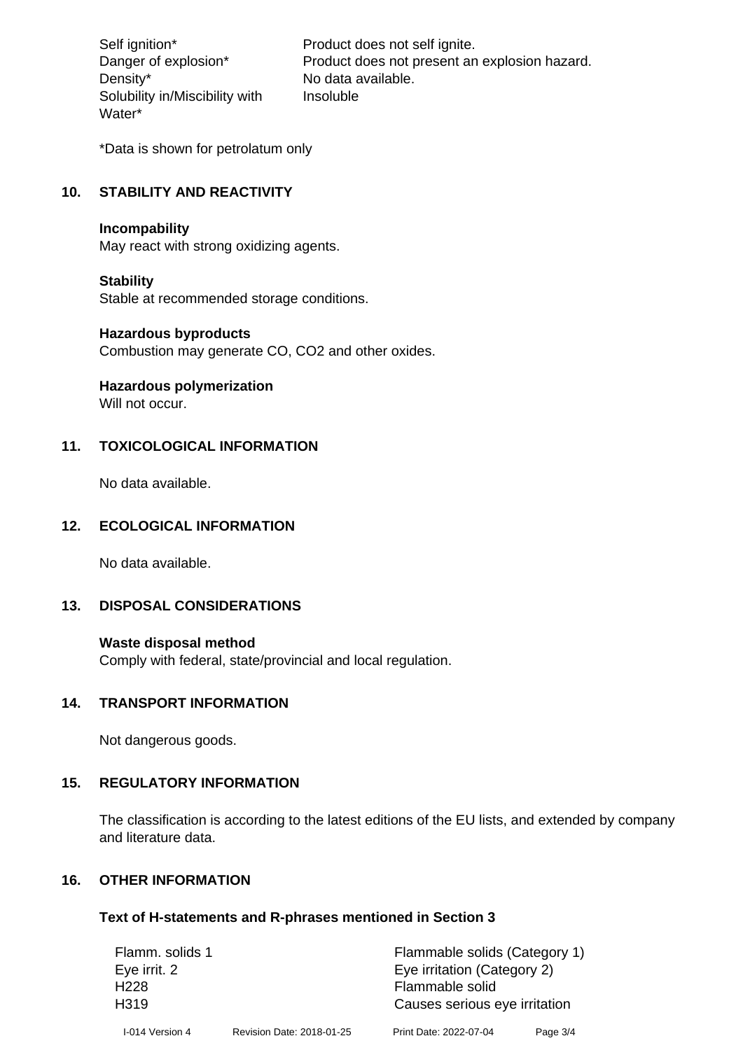| | |
|---|---|
| Self ignition* | Product does not self ignite. |
| Danger of explosion* | Product does not present an explosion hazard. |
| Density* | No data available. |
| Solubility in/Miscibility with Water* | Insoluble |

*Data is shown for petrolatum only

## 10. STABILITY AND REACTIVITY

**Incompability**
May react with strong oxidizing agents.

**Stability**
Stable at recommended storage conditions.

**Hazardous byproducts**
Combustion may generate CO, $CO_2$ and other oxides.

**Hazardous polymerization**
Will not occur.

## 11. TOXICOLOGICAL INFORMATION

No data available.

## 12. ECOLOGICAL INFORMATION

No data available.

## 13. DISPOSAL CONSIDERATIONS

**Waste disposal method**
Comply with federal, state/provincial and local regulation.

## 14. TRANSPORT INFORMATION

Not dangerous goods.

## 15. REGULATORY INFORMATION

The classification is according to the latest editions of the EU lists, and extended by company and literature data.

## 16. OTHER INFORMATION

### Text of H-statements and R-phrases mentioned in Section 3

| | |
|---|---|
| Flamm. solids 1 | Flammable solids (Category 1) |
| Eye irrit. 2 | Eye irritation (Category 2) |
| H228 | Flammable solid |
| H319 | Causes serious eye irritation |

I-014 Version 4 Revision Date: 2018-01-25 Print Date: 2022-07-04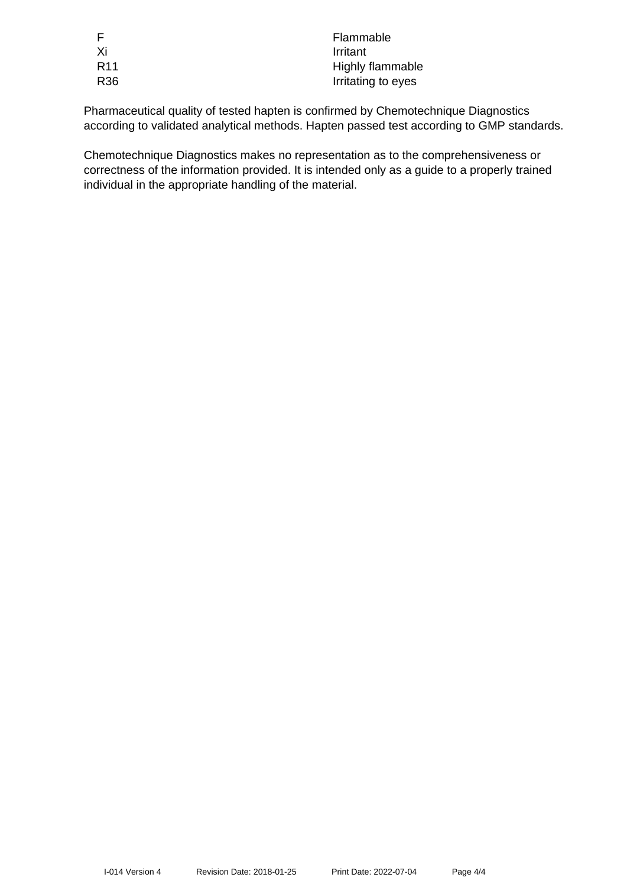| | |
|---|---|
| F | Flammable |
| Xi | Irritant |
| R11 | Highly flammable |
| R36 | Irritating to eyes |

Pharmaceutical quality of tested hapten is confirmed by Chemotechnique Diagnostics according to validated analytical methods. Hapten passed test according to GMP standards.

Chemotechnique Diagnostics makes no representation as to the comprehensiveness or correctness of the information provided. It is intended only as a guide to a properly trained individual in the appropriate handling of the material.